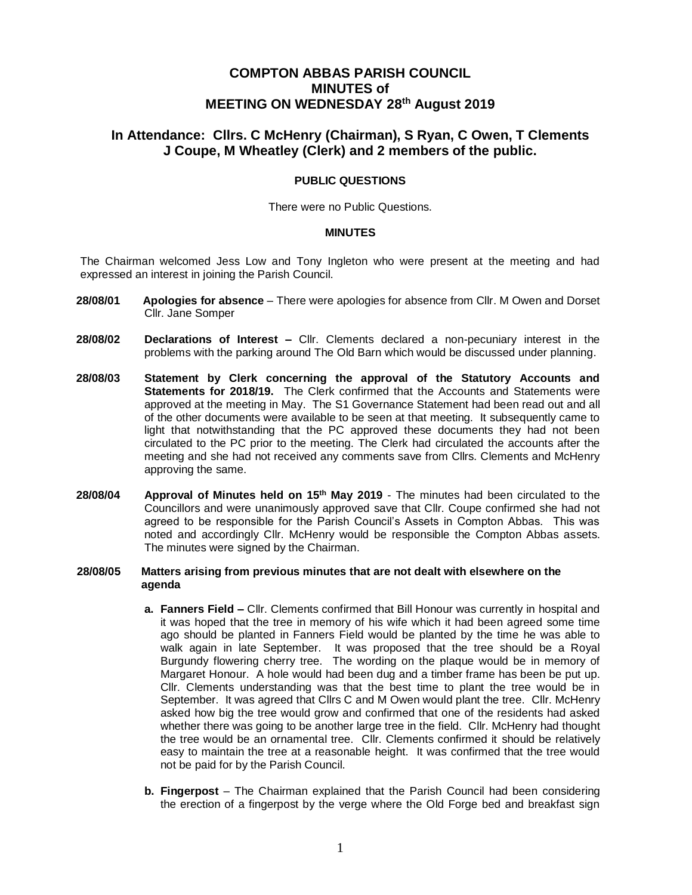# COMPTON ABBAS PARISH COUNCIL
# MINUTES of
# MEETING ON WEDNESDAY 28th August 2019

## In Attendance: Cllrs. C McHenry (Chairman), S Ryan, C Owen, T Clements J Coupe, M Wheatley (Clerk) and 2 members of the public.

### PUBLIC QUESTIONS

There were no Public Questions.

### MINUTES

The Chairman welcomed Jess Low and Tony Ingleton who were present at the meeting and had expressed an interest in joining the Parish Council.

**28/08/01** **Apologies for absence** – There were apologies for absence from Cllr. M Owen and Dorset Cllr. Jane Somper

**28/08/02** **Declarations of Interest –** Cllr. Clements declared a non-pecuniary interest in the problems with the parking around The Old Barn which would be discussed under planning.

**28/08/03** **Statement by Clerk concerning the approval of the Statutory Accounts and Statements for 2018/19.** The Clerk confirmed that the Accounts and Statements were approved at the meeting in May. The S1 Governance Statement had been read out and all of the other documents were available to be seen at that meeting. It subsequently came to light that notwithstanding that the PC approved these documents they had not been circulated to the PC prior to the meeting. The Clerk had circulated the accounts after the meeting and she had not received any comments save from Cllrs. Clements and McHenry approving the same.

**28/08/04** **Approval of Minutes held on 15th May 2019** - The minutes had been circulated to the Councillors and were unanimously approved save that Cllr. Coupe confirmed she had not agreed to be responsible for the Parish Council's Assets in Compton Abbas. This was noted and accordingly Cllr. McHenry would be responsible the Compton Abbas assets. The minutes were signed by the Chairman.

**28/08/05** **Matters arising from previous minutes that are not dealt with elsewhere on the agenda**

**a. Fanners Field –** Cllr. Clements confirmed that Bill Honour was currently in hospital and it was hoped that the tree in memory of his wife which it had been agreed some time ago should be planted in Fanners Field would be planted by the time he was able to walk again in late September. It was proposed that the tree should be a Royal Burgundy flowering cherry tree. The wording on the plaque would be in memory of Margaret Honour. A hole would had been dug and a timber frame has been be put up. Cllr. Clements understanding was that the best time to plant the tree would be in September. It was agreed that Cllrs C and M Owen would plant the tree. Cllr. McHenry asked how big the tree would grow and confirmed that one of the residents had asked whether there was going to be another large tree in the field. Cllr. McHenry had thought the tree would be an ornamental tree. Cllr. Clements confirmed it should be relatively easy to maintain the tree at a reasonable height. It was confirmed that the tree would not be paid for by the Parish Council.

**b. Fingerpost** – The Chairman explained that the Parish Council had been considering the erection of a fingerpost by the verge where the Old Forge bed and breakfast sign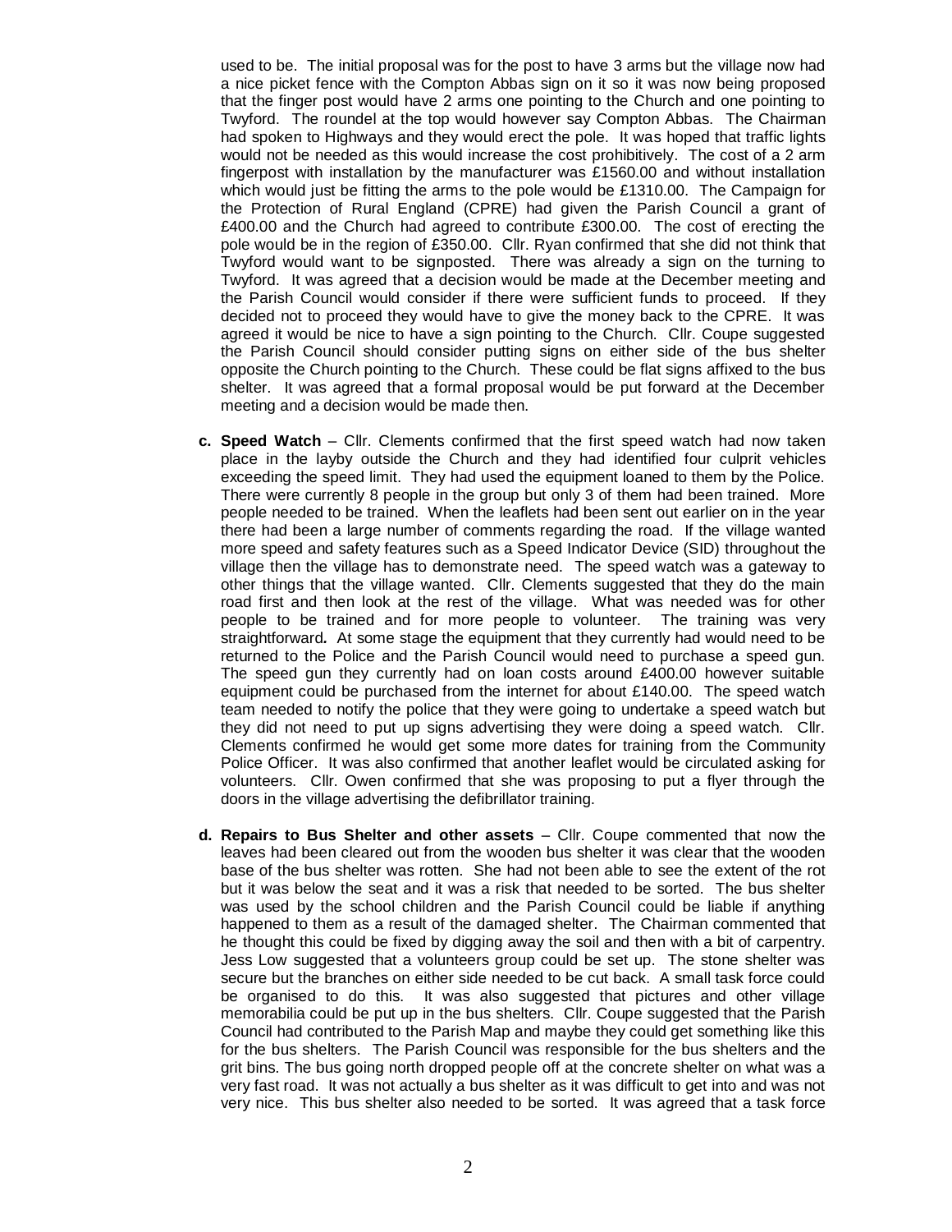used to be. The initial proposal was for the post to have 3 arms but the village now had a nice picket fence with the Compton Abbas sign on it so it was now being proposed that the finger post would have 2 arms one pointing to the Church and one pointing to Twyford. The roundel at the top would however say Compton Abbas. The Chairman had spoken to Highways and they would erect the pole. It was hoped that traffic lights would not be needed as this would increase the cost prohibitively. The cost of a 2 arm fingerpost with installation by the manufacturer was £1560.00 and without installation which would just be fitting the arms to the pole would be £1310.00. The Campaign for the Protection of Rural England (CPRE) had given the Parish Council a grant of £400.00 and the Church had agreed to contribute £300.00. The cost of erecting the pole would be in the region of £350.00. Cllr. Ryan confirmed that she did not think that Twyford would want to be signposted. There was already a sign on the turning to Twyford. It was agreed that a decision would be made at the December meeting and the Parish Council would consider if there were sufficient funds to proceed. If they decided not to proceed they would have to give the money back to the CPRE. It was agreed it would be nice to have a sign pointing to the Church. Cllr. Coupe suggested the Parish Council should consider putting signs on either side of the bus shelter opposite the Church pointing to the Church. These could be flat signs affixed to the bus shelter. It was agreed that a formal proposal would be put forward at the December meeting and a decision would be made then.

**c. Speed Watch** – Cllr. Clements confirmed that the first speed watch had now taken place in the layby outside the Church and they had identified four culprit vehicles exceeding the speed limit. They had used the equipment loaned to them by the Police. There were currently 8 people in the group but only 3 of them had been trained. More people needed to be trained. When the leaflets had been sent out earlier on in the year there had been a large number of comments regarding the road. If the village wanted more speed and safety features such as a Speed Indicator Device (SID) throughout the village then the village has to demonstrate need. The speed watch was a gateway to other things that the village wanted. Cllr. Clements suggested that they do the main road first and then look at the rest of the village. What was needed was for other people to be trained and for more people to volunteer. The training was very straightforward. At some stage the equipment that they currently had would need to be returned to the Police and the Parish Council would need to purchase a speed gun. The speed gun they currently had on loan costs around £400.00 however suitable equipment could be purchased from the internet for about £140.00. The speed watch team needed to notify the police that they were going to undertake a speed watch but they did not need to put up signs advertising they were doing a speed watch. Cllr. Clements confirmed he would get some more dates for training from the Community Police Officer. It was also confirmed that another leaflet would be circulated asking for volunteers. Cllr. Owen confirmed that she was proposing to put a flyer through the doors in the village advertising the defibrillator training.

**d. Repairs to Bus Shelter and other assets** – Cllr. Coupe commented that now the leaves had been cleared out from the wooden bus shelter it was clear that the wooden base of the bus shelter was rotten. She had not been able to see the extent of the rot but it was below the seat and it was a risk that needed to be sorted. The bus shelter was used by the school children and the Parish Council could be liable if anything happened to them as a result of the damaged shelter. The Chairman commented that he thought this could be fixed by digging away the soil and then with a bit of carpentry. Jess Low suggested that a volunteers group could be set up. The stone shelter was secure but the branches on either side needed to be cut back. A small task force could be organised to do this. It was also suggested that pictures and other village memorabilia could be put up in the bus shelters. Cllr. Coupe suggested that the Parish Council had contributed to the Parish Map and maybe they could get something like this for the bus shelters. The Parish Council was responsible for the bus shelters and the grit bins. The bus going north dropped people off at the concrete shelter on what was a very fast road. It was not actually a bus shelter as it was difficult to get into and was not very nice. This bus shelter also needed to be sorted. It was agreed that a task force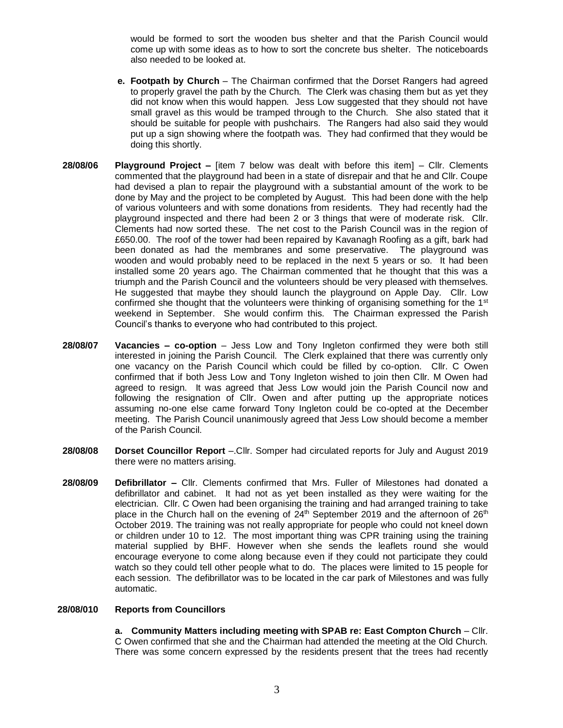would be formed to sort the wooden bus shelter and that the Parish Council would come up with some ideas as to how to sort the concrete bus shelter. The noticeboards also needed to be looked at.

**e. Footpath by Church** – The Chairman confirmed that the Dorset Rangers had agreed to properly gravel the path by the Church. The Clerk was chasing them but as yet they did not know when this would happen. Jess Low suggested that they should not have small gravel as this would be tramped through to the Church. She also stated that it should be suitable for people with pushchairs. The Rangers had also said they would put up a sign showing where the footpath was. They had confirmed that they would be doing this shortly.

**28/08/06 Playground Project –** [item 7 below was dealt with before this item] – Cllr. Clements commented that the playground had been in a state of disrepair and that he and Cllr. Coupe had devised a plan to repair the playground with a substantial amount of the work to be done by May and the project to be completed by August. This had been done with the help of various volunteers and with some donations from residents. They had recently had the playground inspected and there had been 2 or 3 things that were of moderate risk. Cllr. Clements had now sorted these. The net cost to the Parish Council was in the region of £650.00. The roof of the tower had been repaired by Kavanagh Roofing as a gift, bark had been donated as had the membranes and some preservative. The playground was wooden and would probably need to be replaced in the next 5 years or so. It had been installed some 20 years ago. The Chairman commented that he thought that this was a triumph and the Parish Council and the volunteers should be very pleased with themselves. He suggested that maybe they should launch the playground on Apple Day. Cllr. Low confirmed she thought that the volunteers were thinking of organising something for the 1st weekend in September. She would confirm this. The Chairman expressed the Parish Council's thanks to everyone who had contributed to this project.

**28/08/07 Vacancies – co-option** – Jess Low and Tony Ingleton confirmed they were both still interested in joining the Parish Council. The Clerk explained that there was currently only one vacancy on the Parish Council which could be filled by co-option. Cllr. C Owen confirmed that if both Jess Low and Tony Ingleton wished to join then Cllr. M Owen had agreed to resign. It was agreed that Jess Low would join the Parish Council now and following the resignation of Cllr. Owen and after putting up the appropriate notices assuming no-one else came forward Tony Ingleton could be co-opted at the December meeting. The Parish Council unanimously agreed that Jess Low should become a member of the Parish Council.

**28/08/08 Dorset Councillor Report** –.Cllr. Somper had circulated reports for July and August 2019 there were no matters arising.

**28/08/09 Defibrillator –** Cllr. Clements confirmed that Mrs. Fuller of Milestones had donated a defibrillator and cabinet. It had not as yet been installed as they were waiting for the electrician. Cllr. C Owen had been organising the training and had arranged training to take place in the Church hall on the evening of 24th September 2019 and the afternoon of 26th October 2019. The training was not really appropriate for people who could not kneel down or children under 10 to 12. The most important thing was CPR training using the training material supplied by BHF. However when she sends the leaflets round she would encourage everyone to come along because even if they could not participate they could watch so they could tell other people what to do. The places were limited to 15 people for each session. The defibrillator was to be located in the car park of Milestones and was fully automatic.

**28/08/010 Reports from Councillors**

**a. Community Matters including meeting with SPAB re: East Compton Church** – Cllr. C Owen confirmed that she and the Chairman had attended the meeting at the Old Church. There was some concern expressed by the residents present that the trees had recently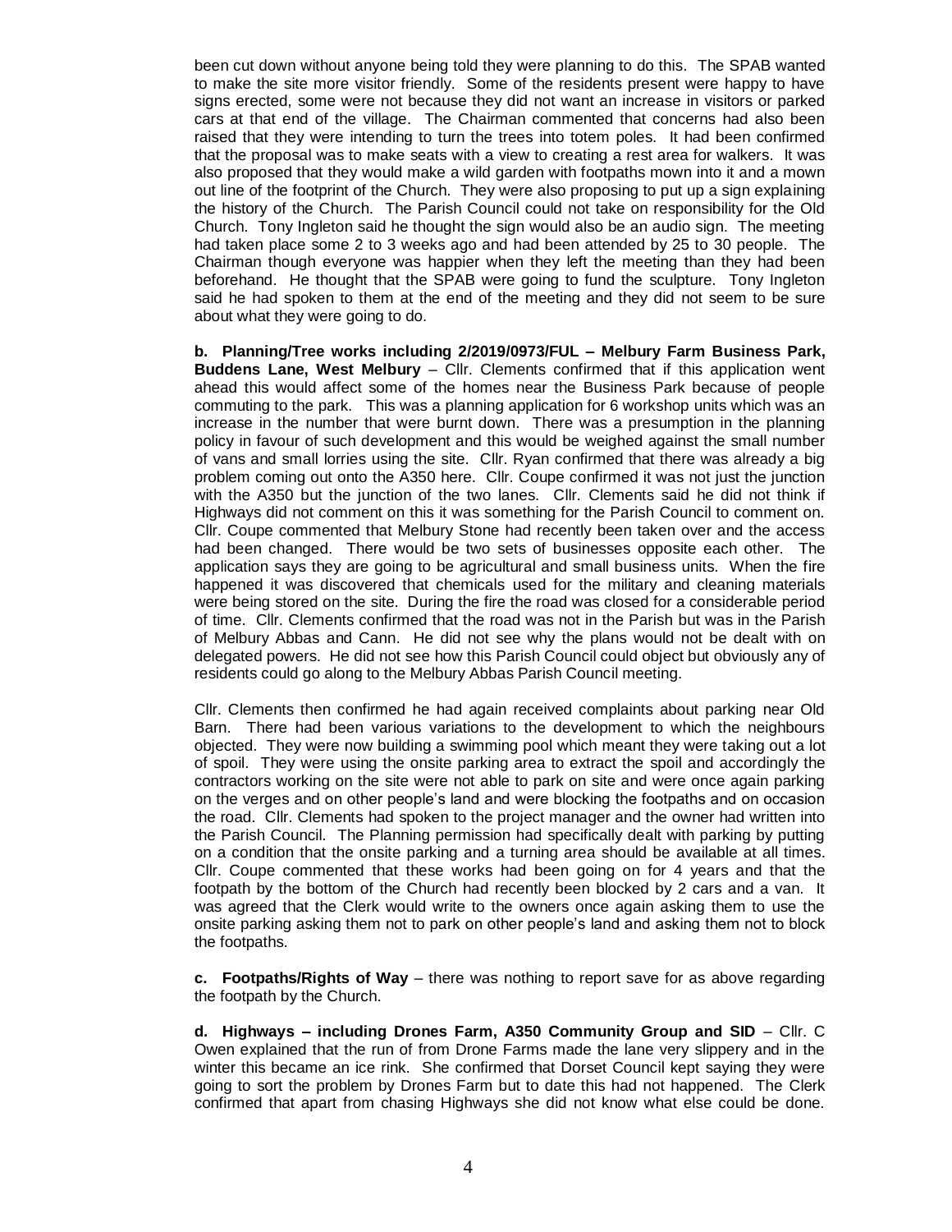been cut down without anyone being told they were planning to do this. The SPAB wanted to make the site more visitor friendly. Some of the residents present were happy to have signs erected, some were not because they did not want an increase in visitors or parked cars at that end of the village. The Chairman commented that concerns had also been raised that they were intending to turn the trees into totem poles. It had been confirmed that the proposal was to make seats with a view to creating a rest area for walkers. It was also proposed that they would make a wild garden with footpaths mown into it and a mown out line of the footprint of the Church. They were also proposing to put up a sign explaining the history of the Church. The Parish Council could not take on responsibility for the Old Church. Tony Ingleton said he thought the sign would also be an audio sign. The meeting had taken place some 2 to 3 weeks ago and had been attended by 25 to 30 people. The Chairman though everyone was happier when they left the meeting than they had been beforehand. He thought that the SPAB were going to fund the sculpture. Tony Ingleton said he had spoken to them at the end of the meeting and they did not seem to be sure about what they were going to do.

**b. Planning/Tree works including 2/2019/0973/FUL – Melbury Farm Business Park, Buddens Lane, West Melbury** – Cllr. Clements confirmed that if this application went ahead this would affect some of the homes near the Business Park because of people commuting to the park. This was a planning application for 6 workshop units which was an increase in the number that were burnt down. There was a presumption in the planning policy in favour of such development and this would be weighed against the small number of vans and small lorries using the site. Cllr. Ryan confirmed that there was already a big problem coming out onto the A350 here. Cllr. Coupe confirmed it was not just the junction with the A350 but the junction of the two lanes. Cllr. Clements said he did not think if Highways did not comment on this it was something for the Parish Council to comment on. Cllr. Coupe commented that Melbury Stone had recently been taken over and the access had been changed. There would be two sets of businesses opposite each other. The application says they are going to be agricultural and small business units. When the fire happened it was discovered that chemicals used for the military and cleaning materials were being stored on the site. During the fire the road was closed for a considerable period of time. Cllr. Clements confirmed that the road was not in the Parish but was in the Parish of Melbury Abbas and Cann. He did not see why the plans would not be dealt with on delegated powers. He did not see how this Parish Council could object but obviously any of residents could go along to the Melbury Abbas Parish Council meeting.

Cllr. Clements then confirmed he had again received complaints about parking near Old Barn. There had been various variations to the development to which the neighbours objected. They were now building a swimming pool which meant they were taking out a lot of spoil. They were using the onsite parking area to extract the spoil and accordingly the contractors working on the site were not able to park on site and were once again parking on the verges and on other people's land and were blocking the footpaths and on occasion the road. Cllr. Clements had spoken to the project manager and the owner had written into the Parish Council. The Planning permission had specifically dealt with parking by putting on a condition that the onsite parking and a turning area should be available at all times. Cllr. Coupe commented that these works had been going on for 4 years and that the footpath by the bottom of the Church had recently been blocked by 2 cars and a van. It was agreed that the Clerk would write to the owners once again asking them to use the onsite parking asking them not to park on other people's land and asking them not to block the footpaths.

**c. Footpaths/Rights of Way** – there was nothing to report save for as above regarding the footpath by the Church.

**d. Highways – including Drones Farm, A350 Community Group and SID** – Cllr. C Owen explained that the run of from Drone Farms made the lane very slippery and in the winter this became an ice rink. She confirmed that Dorset Council kept saying they were going to sort the problem by Drones Farm but to date this had not happened. The Clerk confirmed that apart from chasing Highways she did not know what else could be done.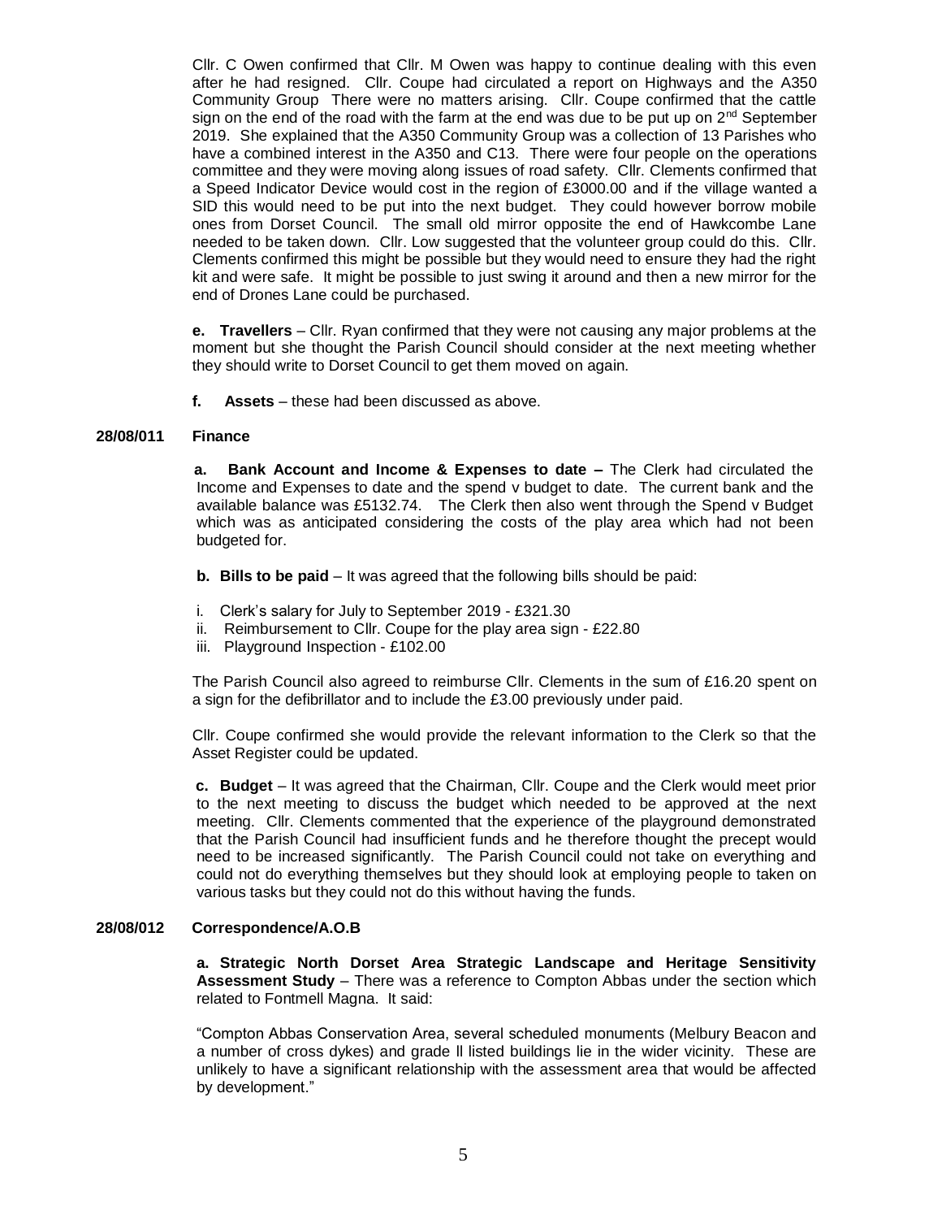Cllr. C Owen confirmed that Cllr. M Owen was happy to continue dealing with this even after he had resigned. Cllr. Coupe had circulated a report on Highways and the A350 Community Group There were no matters arising. Cllr. Coupe confirmed that the cattle sign on the end of the road with the farm at the end was due to be put up on 2nd September 2019. She explained that the A350 Community Group was a collection of 13 Parishes who have a combined interest in the A350 and C13. There were four people on the operations committee and they were moving along issues of road safety. Cllr. Clements confirmed that a Speed Indicator Device would cost in the region of £3000.00 and if the village wanted a SID this would need to be put into the next budget. They could however borrow mobile ones from Dorset Council. The small old mirror opposite the end of Hawkcombe Lane needed to be taken down. Cllr. Low suggested that the volunteer group could do this. Cllr. Clements confirmed this might be possible but they would need to ensure they had the right kit and were safe. It might be possible to just swing it around and then a new mirror for the end of Drones Lane could be purchased.

**e. Travellers** – Cllr. Ryan confirmed that they were not causing any major problems at the moment but she thought the Parish Council should consider at the next meeting whether they should write to Dorset Council to get them moved on again.

**f. Assets** – these had been discussed as above.

**28/08/011 Finance**

**a. Bank Account and Income & Expenses to date –** The Clerk had circulated the Income and Expenses to date and the spend v budget to date. The current bank and the available balance was £5132.74. The Clerk then also went through the Spend v Budget which was as anticipated considering the costs of the play area which had not been budgeted for.

**b. Bills to be paid** – It was agreed that the following bills should be paid:

i. Clerk's salary for July to September 2019 - £321.30
ii. Reimbursement to Cllr. Coupe for the play area sign - £22.80
iii. Playground Inspection - £102.00

The Parish Council also agreed to reimburse Cllr. Clements in the sum of £16.20 spent on a sign for the defibrillator and to include the £3.00 previously under paid.

Cllr. Coupe confirmed she would provide the relevant information to the Clerk so that the Asset Register could be updated.

**c. Budget** – It was agreed that the Chairman, Cllr. Coupe and the Clerk would meet prior to the next meeting to discuss the budget which needed to be approved at the next meeting. Cllr. Clements commented that the experience of the playground demonstrated that the Parish Council had insufficient funds and he therefore thought the precept would need to be increased significantly. The Parish Council could not take on everything and could not do everything themselves but they should look at employing people to taken on various tasks but they could not do this without having the funds.

**28/08/012 Correspondence/A.O.B**

**a. Strategic North Dorset Area Strategic Landscape and Heritage Sensitivity Assessment Study** – There was a reference to Compton Abbas under the section which related to Fontmell Magna. It said:

"Compton Abbas Conservation Area, several scheduled monuments (Melbury Beacon and a number of cross dykes) and grade ll listed buildings lie in the wider vicinity. These are unlikely to have a significant relationship with the assessment area that would be affected by development."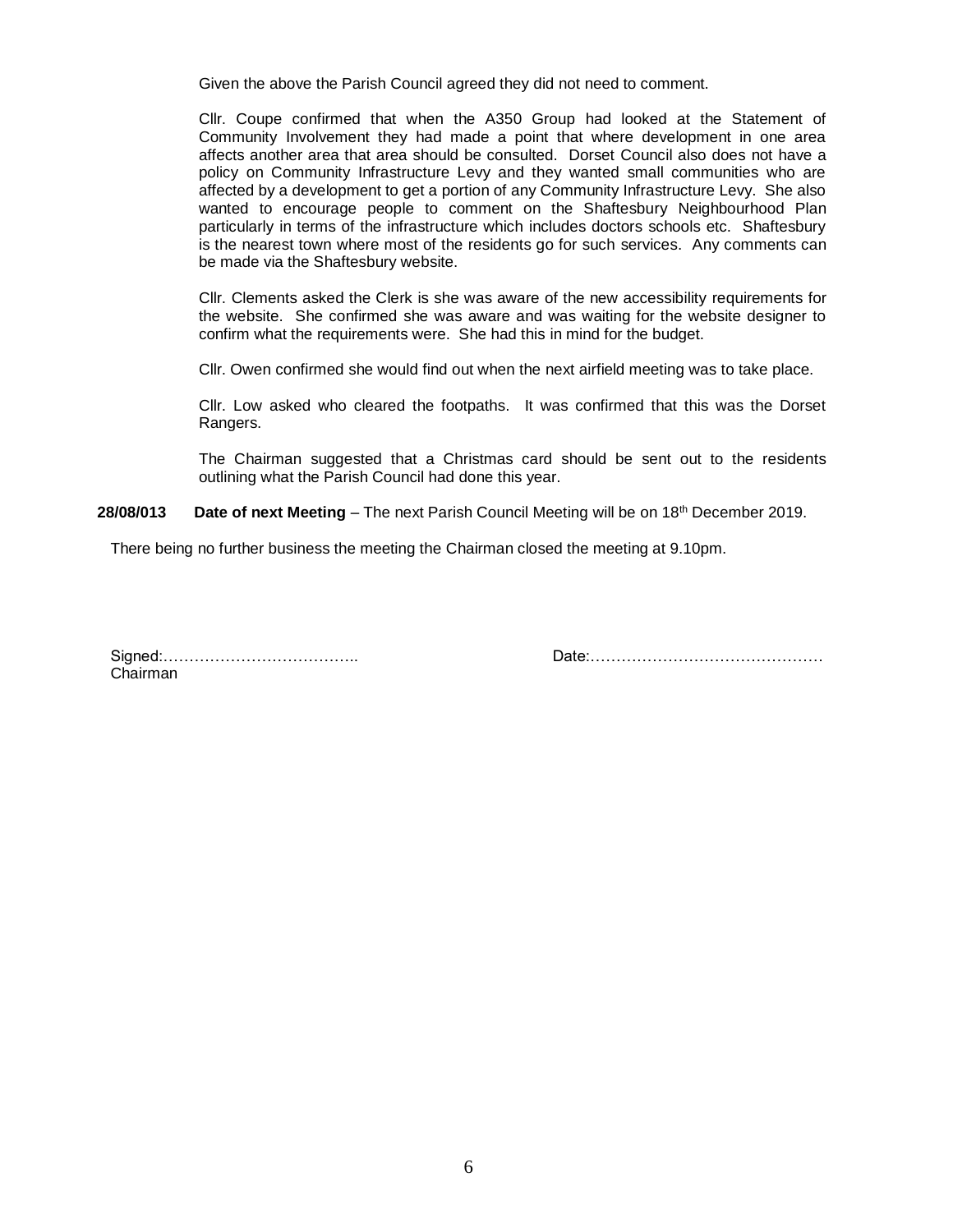Given the above the Parish Council agreed they did not need to comment.

Cllr. Coupe confirmed that when the A350 Group had looked at the Statement of Community Involvement they had made a point that where development in one area affects another area that area should be consulted. Dorset Council also does not have a policy on Community Infrastructure Levy and they wanted small communities who are affected by a development to get a portion of any Community Infrastructure Levy. She also wanted to encourage people to comment on the Shaftesbury Neighbourhood Plan particularly in terms of the infrastructure which includes doctors schools etc. Shaftesbury is the nearest town where most of the residents go for such services. Any comments can be made via the Shaftesbury website.

Cllr. Clements asked the Clerk is she was aware of the new accessibility requirements for the website. She confirmed she was aware and was waiting for the website designer to confirm what the requirements were. She had this in mind for the budget.

Cllr. Owen confirmed she would find out when the next airfield meeting was to take place.

Cllr. Low asked who cleared the footpaths. It was confirmed that this was the Dorset Rangers.

The Chairman suggested that a Christmas card should be sent out to the residents outlining what the Parish Council had done this year.

**28/08/013** **Date of next Meeting** – The next Parish Council Meeting will be on 18th December 2019.

There being no further business the meeting the Chairman closed the meeting at 9.10pm.

Signed:……………………………….. Date:………………………………………
Chairman